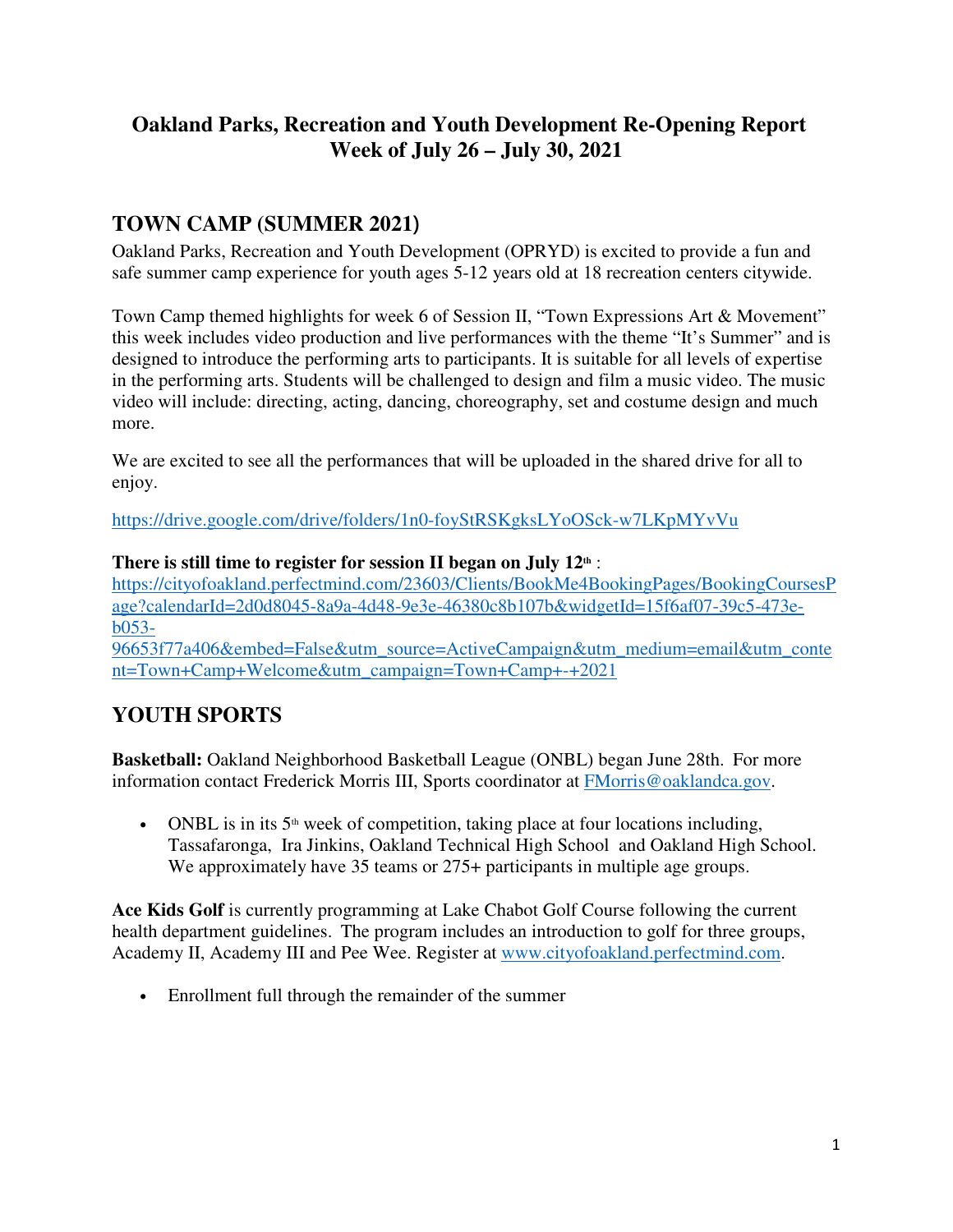# Oakland Parks, Recreation and Youth Development Re-Opening Report
# Week of July 26 – July 30, 2021

## TOWN CAMP (SUMMER 2021)

Oakland Parks, Recreation and Youth Development (OPRYD) is excited to provide a fun and safe summer camp experience for youth ages 5-12 years old at 18 recreation centers citywide.

Town Camp themed highlights for week 6 of Session II, "Town Expressions Art & Movement" this week includes video production and live performances with the theme "It's Summer" and is designed to introduce the performing arts to participants. It is suitable for all levels of expertise in the performing arts. Students will be challenged to design and film a music video. The music video will include: directing, acting, dancing, choreography, set and costume design and much more.

We are excited to see all the performances that will be uploaded in the shared drive for all to enjoy.

https://drive.google.com/drive/folders/1n0-foyStRSKgksLYoOSck-w7LKpMYvVu

**There is still time to register for session II began on July 12th** :
https://cityofoakland.perfectmind.com/23603/Clients/BookMe4BookingPages/BookingCoursesPage?calendarId=2d0d8045-8a9a-4d48-9e3e-46380c8b107b&widgetId=15f6af07-39c5-473e-b053-96653f77a406&embed=False&utm_source=ActiveCampaign&utm_medium=email&utm_content=Town+Camp+Welcome&utm_campaign=Town+Camp+-+2021

## YOUTH SPORTS

**Basketball:** Oakland Neighborhood Basketball League (ONBL) began June 28th. For more information contact Frederick Morris III, Sports coordinator at FMorris@oaklandca.gov.

- ONBL is in its 5th week of competition, taking place at four locations including, Tassafaronga, Ira Jinkins, Oakland Technical High School and Oakland High School. We approximately have 35 teams or 275+ participants in multiple age groups.

**Ace Kids Golf** is currently programming at Lake Chabot Golf Course following the current health department guidelines. The program includes an introduction to golf for three groups, Academy II, Academy III and Pee Wee. Register at www.cityofoakland.perfectmind.com.

- Enrollment full through the remainder of the summer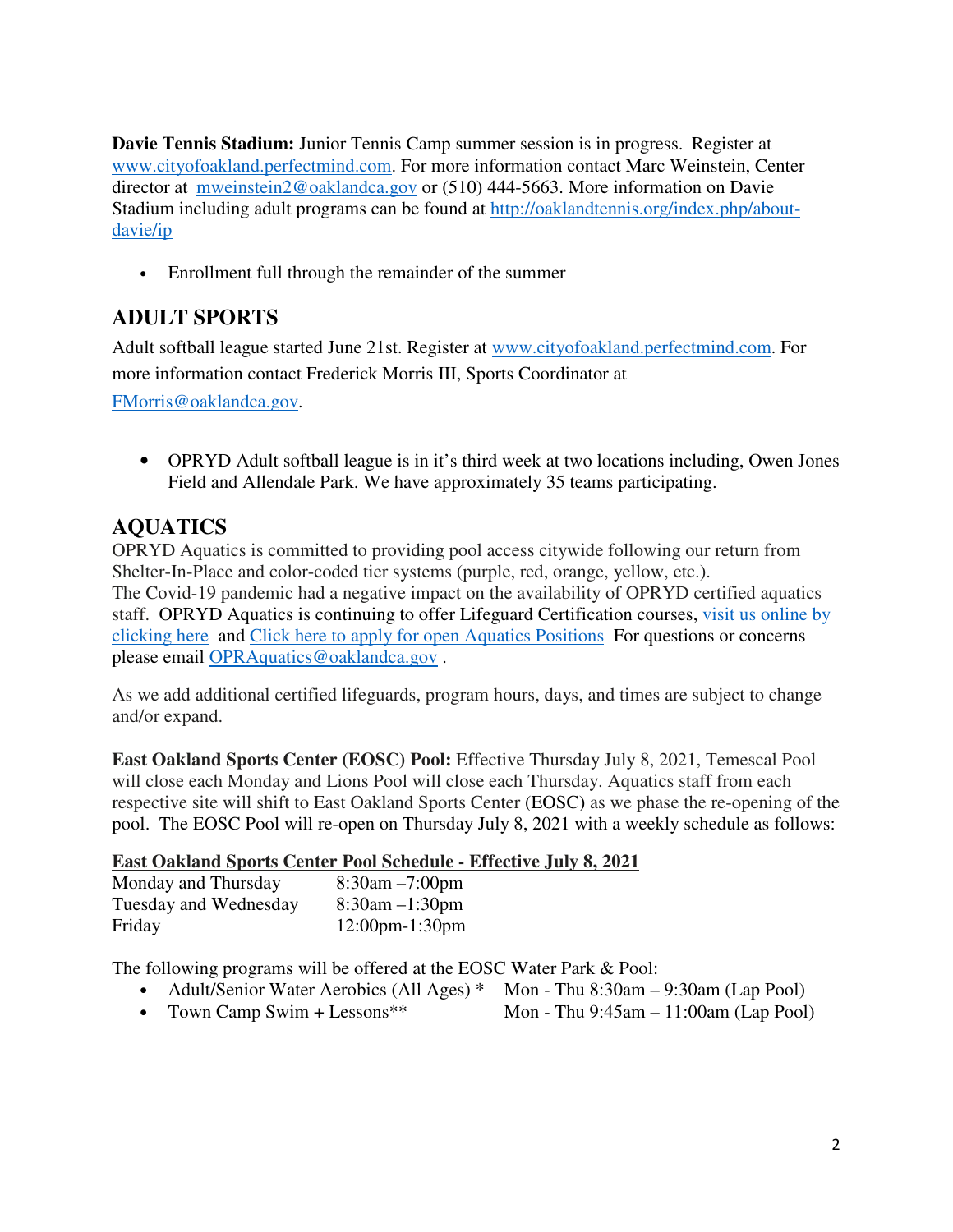**Davie Tennis Stadium:** Junior Tennis Camp summer session is in progress. Register at www.cityofoakland.perfectmind.com. For more information contact Marc Weinstein, Center director at mweinstein2@oaklandca.gov or (510) 444-5663. More information on Davie Stadium including adult programs can be found at http://oaklandtennis.org/index.php/about-davie/ip

- Enrollment full through the remainder of the summer

## ADULT SPORTS

Adult softball league started June 21st. Register at www.cityofoakland.perfectmind.com. For more information contact Frederick Morris III, Sports Coordinator at FMorris@oaklandca.gov.

- OPRYD Adult softball league is in it's third week at two locations including, Owen Jones Field and Allendale Park. We have approximately 35 teams participating.

## AQUATICS

OPRYD Aquatics is committed to providing pool access citywide following our return from Shelter-In-Place and color-coded tier systems (purple, red, orange, yellow, etc.). The Covid-19 pandemic had a negative impact on the availability of OPRYD certified aquatics staff. OPRYD Aquatics is continuing to offer Lifeguard Certification courses, visit us online by clicking here and Click here to apply for open Aquatics Positions For questions or concerns please email OPRAquatics@oaklandca.gov .

As we add additional certified lifeguards, program hours, days, and times are subject to change and/or expand.

**East Oakland Sports Center (EOSC) Pool:** Effective Thursday July 8, 2021, Temescal Pool will close each Monday and Lions Pool will close each Thursday. Aquatics staff from each respective site will shift to East Oakland Sports Center (EOSC) as we phase the re-opening of the pool. The EOSC Pool will re-open on Thursday July 8, 2021 with a weekly schedule as follows:

**East Oakland Sports Center Pool Schedule - Effective July 8, 2021**

| | |
|---|---|
| Monday and Thursday | 8:30am –7:00pm |
| Tuesday and Wednesday | 8:30am –1:30pm |
| Friday | 12:00pm-1:30pm |

The following programs will be offered at the EOSC Water Park & Pool:

- Adult/Senior Water Aerobics (All Ages) * Mon - Thu 8:30am – 9:30am (Lap Pool)
- Town Camp Swim + Lessons** Mon - Thu 9:45am – 11:00am (Lap Pool)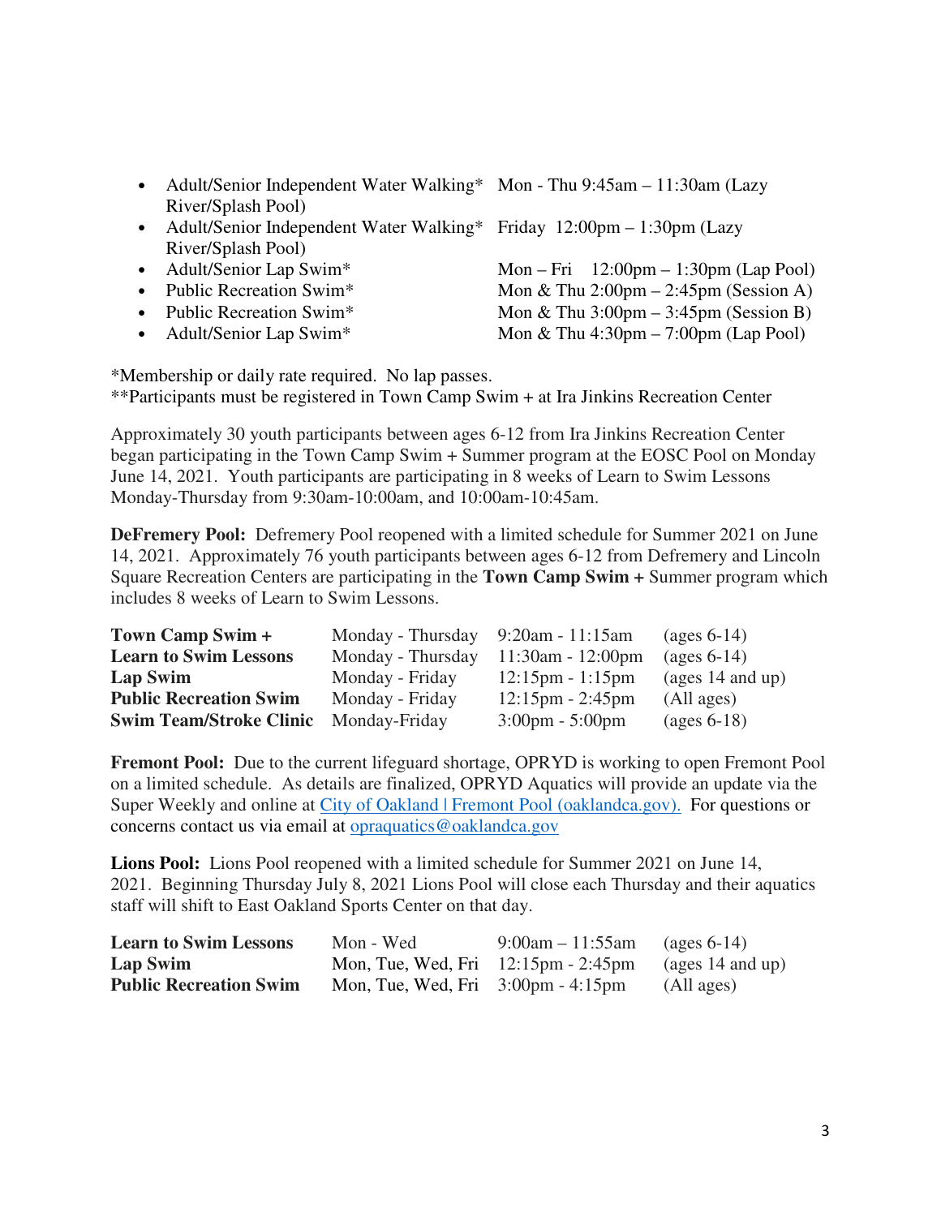- Adult/Senior Independent Water Walking* Mon - Thu 9:45am – 11:30am (Lazy River/Splash Pool)
- Adult/Senior Independent Water Walking* Friday 12:00pm – 1:30pm (Lazy River/Splash Pool)
- Adult/Senior Lap Swim* Mon – Fri 12:00pm – 1:30pm (Lap Pool)
- Public Recreation Swim* Mon & Thu 2:00pm – 2:45pm (Session A)
- Public Recreation Swim* Mon & Thu 3:00pm – 3:45pm (Session B)
- Adult/Senior Lap Swim* Mon & Thu 4:30pm – 7:00pm (Lap Pool)

*Membership or daily rate required. No lap passes.
**Participants must be registered in Town Camp Swim + at Ira Jinkins Recreation Center

Approximately 30 youth participants between ages 6-12 from Ira Jinkins Recreation Center began participating in the Town Camp Swim + Summer program at the EOSC Pool on Monday June 14, 2021. Youth participants are participating in 8 weeks of Learn to Swim Lessons Monday-Thursday from 9:30am-10:00am, and 10:00am-10:45am.

**DeFremery Pool:** Defremery Pool reopened with a limited schedule for Summer 2021 on June 14, 2021. Approximately 76 youth participants between ages 6-12 from Defremery and Lincoln Square Recreation Centers are participating in the **Town Camp Swim +** Summer program which includes 8 weeks of Learn to Swim Lessons.

| | | | |
|---|---|---|---|
| **Town Camp Swim +** | Monday - Thursday | 9:20am - 11:15am | (ages 6-14) |
| **Learn to Swim Lessons** | Monday - Thursday | 11:30am - 12:00pm | (ages 6-14) |
| **Lap Swim** | Monday - Friday | 12:15pm - 1:15pm | (ages 14 and up) |
| **Public Recreation Swim** | Monday - Friday | 12:15pm - 2:45pm | (All ages) |
| **Swim Team/Stroke Clinic** | Monday-Friday | 3:00pm - 5:00pm | (ages 6-18) |

**Fremont Pool:** Due to the current lifeguard shortage, OPRYD is working to open Fremont Pool on a limited schedule. As details are finalized, OPRYD Aquatics will provide an update via the Super Weekly and online at City of Oakland | Fremont Pool (oaklandca.gov). For questions or concerns contact us via email at opraquatics@oaklandca.gov

**Lions Pool:** Lions Pool reopened with a limited schedule for Summer 2021 on June 14, 2021. Beginning Thursday July 8, 2021 Lions Pool will close each Thursday and their aquatics staff will shift to East Oakland Sports Center on that day.

| | | | |
|---|---|---|---|
| **Learn to Swim Lessons** | Mon - Wed | 9:00am – 11:55am | (ages 6-14) |
| **Lap Swim** | Mon, Tue, Wed, Fri | 12:15pm - 2:45pm | (ages 14 and up) |
| **Public Recreation Swim** | Mon, Tue, Wed, Fri | 3:00pm - 4:15pm | (All ages) |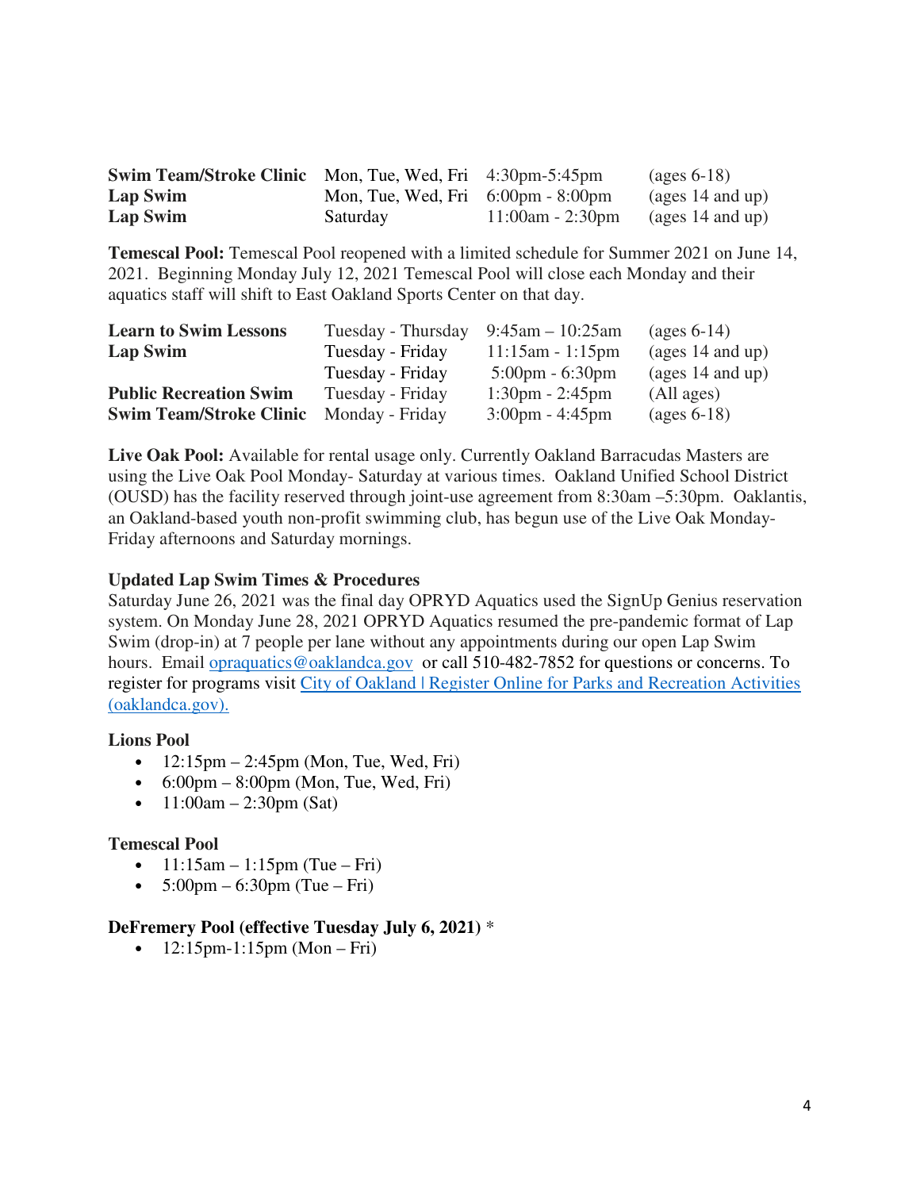| | | | |
|---|---|---|---|
| **Swim Team/Stroke Clinic** | Mon, Tue, Wed, Fri | 4:30pm-5:45pm | (ages 6-18) |
| **Lap Swim** | Mon, Tue, Wed, Fri | 6:00pm - 8:00pm | (ages 14 and up) |
| **Lap Swim** | Saturday | 11:00am - 2:30pm | (ages 14 and up) |

**Temescal Pool:** Temescal Pool reopened with a limited schedule for Summer 2021 on June 14, 2021. Beginning Monday July 12, 2021 Temescal Pool will close each Monday and their aquatics staff will shift to East Oakland Sports Center on that day.

| | | | |
|---|---|---|---|
| **Learn to Swim Lessons** | Tuesday - Thursday | 9:45am – 10:25am | (ages 6-14) |
| **Lap Swim** | Tuesday - Friday | 11:15am - 1:15pm | (ages 14 and up) |
| | Tuesday - Friday | 5:00pm - 6:30pm | (ages 14 and up) |
| **Public Recreation Swim** | Tuesday - Friday | 1:30pm - 2:45pm | (All ages) |
| **Swim Team/Stroke Clinic** | Monday - Friday | 3:00pm - 4:45pm | (ages 6-18) |

**Live Oak Pool:** Available for rental usage only. Currently Oakland Barracudas Masters are using the Live Oak Pool Monday- Saturday at various times. Oakland Unified School District (OUSD) has the facility reserved through joint-use agreement from 8:30am –5:30pm. Oaklantis, an Oakland-based youth non-profit swimming club, has begun use of the Live Oak Monday-Friday afternoons and Saturday mornings.

**Updated Lap Swim Times & Procedures**

Saturday June 26, 2021 was the final day OPRYD Aquatics used the SignUp Genius reservation system. On Monday June 28, 2021 OPRYD Aquatics resumed the pre-pandemic format of Lap Swim (drop-in) at 7 people per lane without any appointments during our open Lap Swim hours. Email opraquatics@oaklandca.gov or call 510-482-7852 for questions or concerns. To register for programs visit City of Oakland | Register Online for Parks and Recreation Activities (oaklandca.gov).

**Lions Pool**

- 12:15pm – 2:45pm (Mon, Tue, Wed, Fri)
- 6:00pm – 8:00pm (Mon, Tue, Wed, Fri)
- 11:00am – 2:30pm (Sat)

**Temescal Pool**

- 11:15am – 1:15pm (Tue – Fri)
- 5:00pm – 6:30pm (Tue – Fri)

**DeFremery Pool (effective Tuesday July 6, 2021)** *

- 12:15pm-1:15pm (Mon – Fri)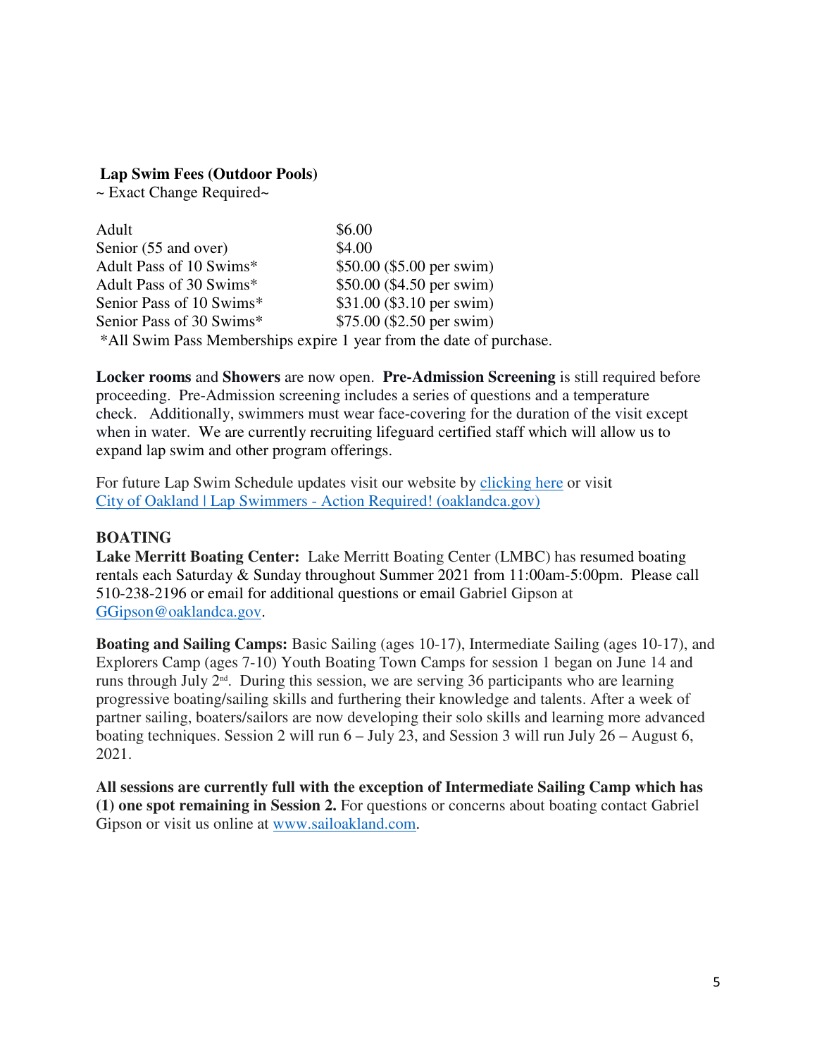**Lap Swim Fees (Outdoor Pools)**

~ Exact Change Required~

| | |
|---|---|
| Adult | $6.00 |
| Senior (55 and over) | $4.00 |
| Adult Pass of 10 Swims* | $50.00 ($5.00 per swim) |
| Adult Pass of 30 Swims* | $50.00 ($4.50 per swim) |
| Senior Pass of 10 Swims* | $31.00 ($3.10 per swim) |
| Senior Pass of 30 Swims* | $75.00 ($2.50 per swim) |

*All Swim Pass Memberships expire 1 year from the date of purchase.

**Locker rooms** and **Showers** are now open. **Pre-Admission Screening** is still required before proceeding. Pre-Admission screening includes a series of questions and a temperature check. Additionally, swimmers must wear face-covering for the duration of the visit except when in water. We are currently recruiting lifeguard certified staff which will allow us to expand lap swim and other program offerings.

For future Lap Swim Schedule updates visit our website by clicking here or visit City of Oakland | Lap Swimmers - Action Required! (oaklandca.gov)

**BOATING**

**Lake Merritt Boating Center:** Lake Merritt Boating Center (LMBC) has resumed boating rentals each Saturday & Sunday throughout Summer 2021 from 11:00am-5:00pm. Please call 510-238-2196 or email for additional questions or email Gabriel Gipson at GGipson@oaklandca.gov.

**Boating and Sailing Camps:** Basic Sailing (ages 10-17), Intermediate Sailing (ages 10-17), and Explorers Camp (ages 7-10) Youth Boating Town Camps for session 1 began on June 14 and runs through July 2nd. During this session, we are serving 36 participants who are learning progressive boating/sailing skills and furthering their knowledge and talents. After a week of partner sailing, boaters/sailors are now developing their solo skills and learning more advanced boating techniques. Session 2 will run 6 – July 23, and Session 3 will run July 26 – August 6, 2021.

**All sessions are currently full with the exception of Intermediate Sailing Camp which has (1) one spot remaining in Session 2.** For questions or concerns about boating contact Gabriel Gipson or visit us online at www.sailoakland.com.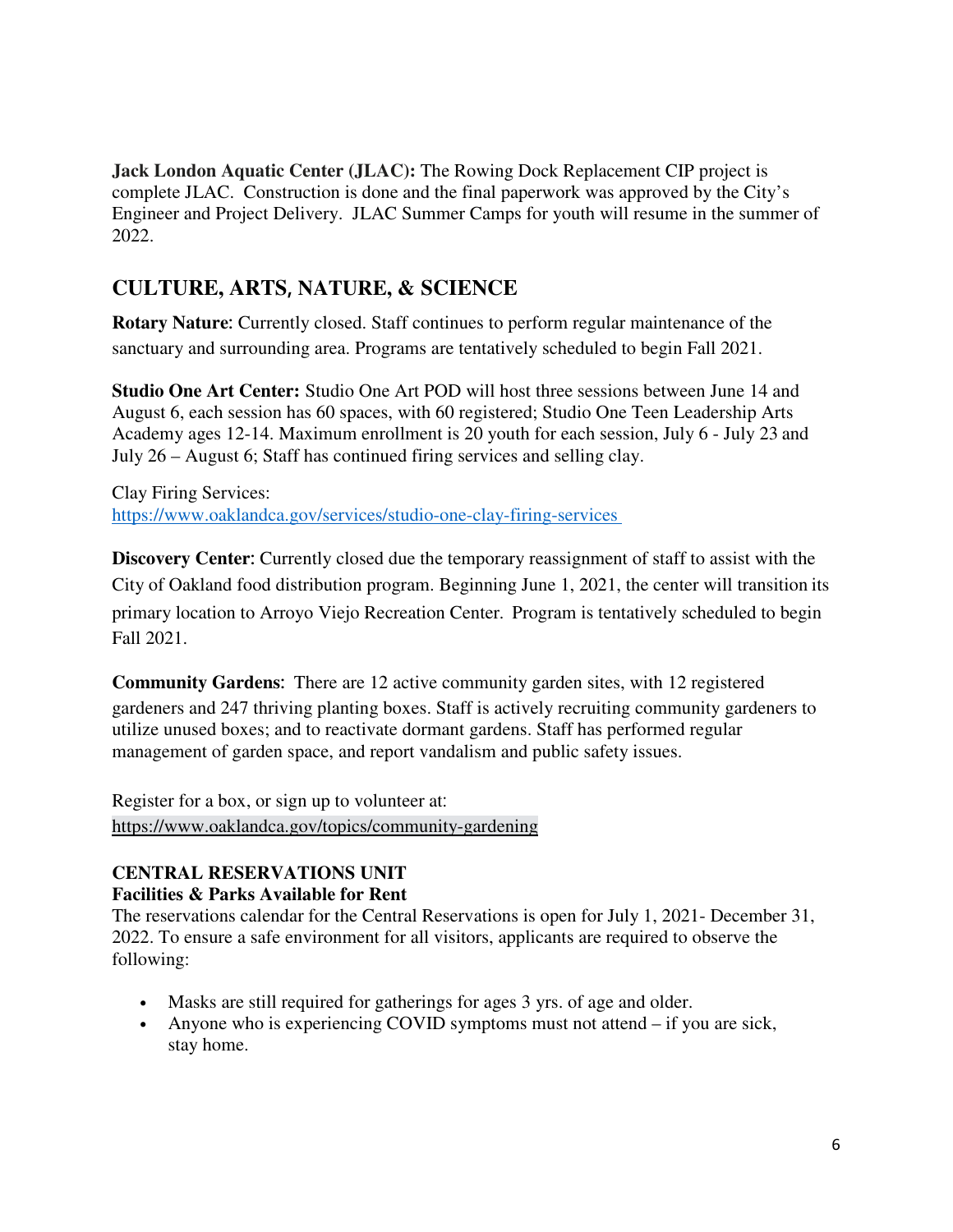**Jack London Aquatic Center (JLAC):** The Rowing Dock Replacement CIP project is complete JLAC. Construction is done and the final paperwork was approved by the City's Engineer and Project Delivery. JLAC Summer Camps for youth will resume in the summer of 2022.

## CULTURE, ARTS, NATURE, & SCIENCE

**Rotary Nature**: Currently closed. Staff continues to perform regular maintenance of the sanctuary and surrounding area. Programs are tentatively scheduled to begin Fall 2021.

**Studio One Art Center:** Studio One Art POD will host three sessions between June 14 and August 6, each session has 60 spaces, with 60 registered; Studio One Teen Leadership Arts Academy ages 12-14. Maximum enrollment is 20 youth for each session, July 6 - July 23 and July 26 – August 6; Staff has continued firing services and selling clay.

Clay Firing Services:
https://www.oaklandca.gov/services/studio-one-clay-firing-services

**Discovery Center**: Currently closed due the temporary reassignment of staff to assist with the City of Oakland food distribution program. Beginning June 1, 2021, the center will transition its primary location to Arroyo Viejo Recreation Center. Program is tentatively scheduled to begin Fall 2021.

**Community Gardens**: There are 12 active community garden sites, with 12 registered gardeners and 247 thriving planting boxes. Staff is actively recruiting community gardeners to utilize unused boxes; and to reactivate dormant gardens. Staff has performed regular management of garden space, and report vandalism and public safety issues.

Register for a box, or sign up to volunteer at:
https://www.oaklandca.gov/topics/community-gardening

### CENTRAL RESERVATIONS UNIT

**Facilities & Parks Available for Rent**

The reservations calendar for the Central Reservations is open for July 1, 2021- December 31, 2022. To ensure a safe environment for all visitors, applicants are required to observe the following:

- Masks are still required for gatherings for ages 3 yrs. of age and older.
- Anyone who is experiencing COVID symptoms must not attend – if you are sick, stay home.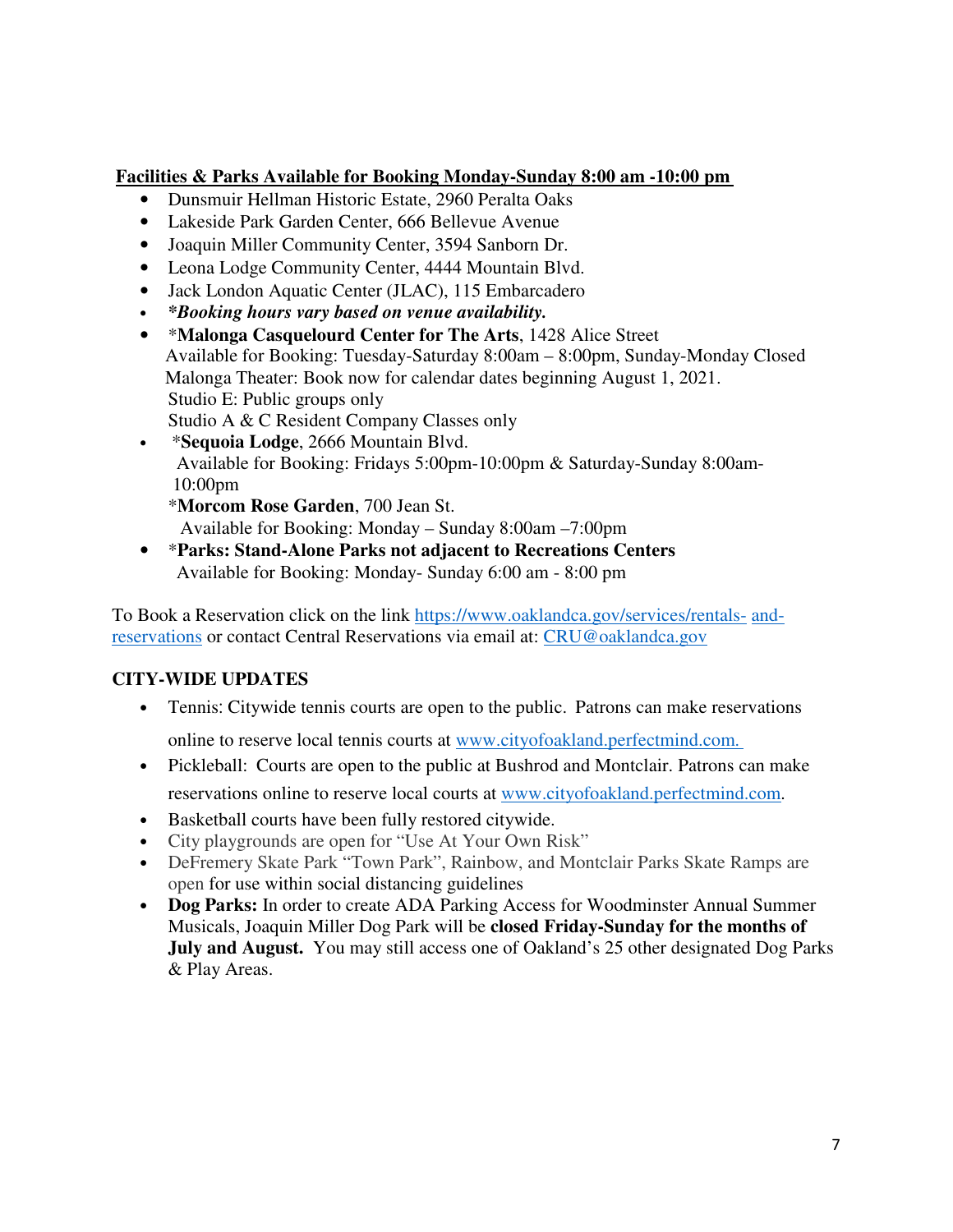**Facilities & Parks Available for Booking Monday-Sunday 8:00 am -10:00 pm**

- Dunsmuir Hellman Historic Estate, 2960 Peralta Oaks
- Lakeside Park Garden Center, 666 Bellevue Avenue
- Joaquin Miller Community Center, 3594 Sanborn Dr.
- Leona Lodge Community Center, 4444 Mountain Blvd.
- Jack London Aquatic Center (JLAC), 115 Embarcadero
- ***Booking hours vary based on venue availability.***
- ***Malonga Casquelourd Center for The Arts**, 1428 Alice Street
  Available for Booking: Tuesday-Saturday 8:00am – 8:00pm, Sunday-Monday Closed
  Malonga Theater: Book now for calendar dates beginning August 1, 2021.
  Studio E: Public groups only
  Studio A & C Resident Company Classes only
- ***Sequoia Lodge**, 2666 Mountain Blvd.
  Available for Booking: Fridays 5:00pm-10:00pm & Saturday-Sunday 8:00am-10:00pm
  ***Morcom Rose Garden**, 700 Jean St.
  Available for Booking: Monday – Sunday 8:00am –7:00pm
- ***Parks: Stand-Alone Parks not adjacent to Recreations Centers**
  Available for Booking: Monday- Sunday 6:00 am - 8:00 pm

To Book a Reservation click on the link [https://www.oaklandca.gov/services/rentals-and-reservations](https://www.oaklandca.gov/services/rentals-and-reservations) or contact Central Reservations via email at: [CRU@oaklandca.gov](mailto:CRU@oaklandca.gov)

**CITY-WIDE UPDATES**

- Tennis: Citywide tennis courts are open to the public. Patrons can make reservations online to reserve local tennis courts at [www.cityofoakland.perfectmind.com.](www.cityofoakland.perfectmind.com)
- Pickleball: Courts are open to the public at Bushrod and Montclair. Patrons can make reservations online to reserve local courts at [www.cityofoakland.perfectmind.com](www.cityofoakland.perfectmind.com).
- Basketball courts have been fully restored citywide.
- City playgrounds are open for "Use At Your Own Risk"
- DeFremery Skate Park "Town Park", Rainbow, and Montclair Parks Skate Ramps are open for use within social distancing guidelines
- **Dog Parks:** In order to create ADA Parking Access for Woodminster Annual Summer Musicals, Joaquin Miller Dog Park will be **closed Friday-Sunday for the months of July and August.** You may still access one of Oakland's 25 other designated Dog Parks & Play Areas.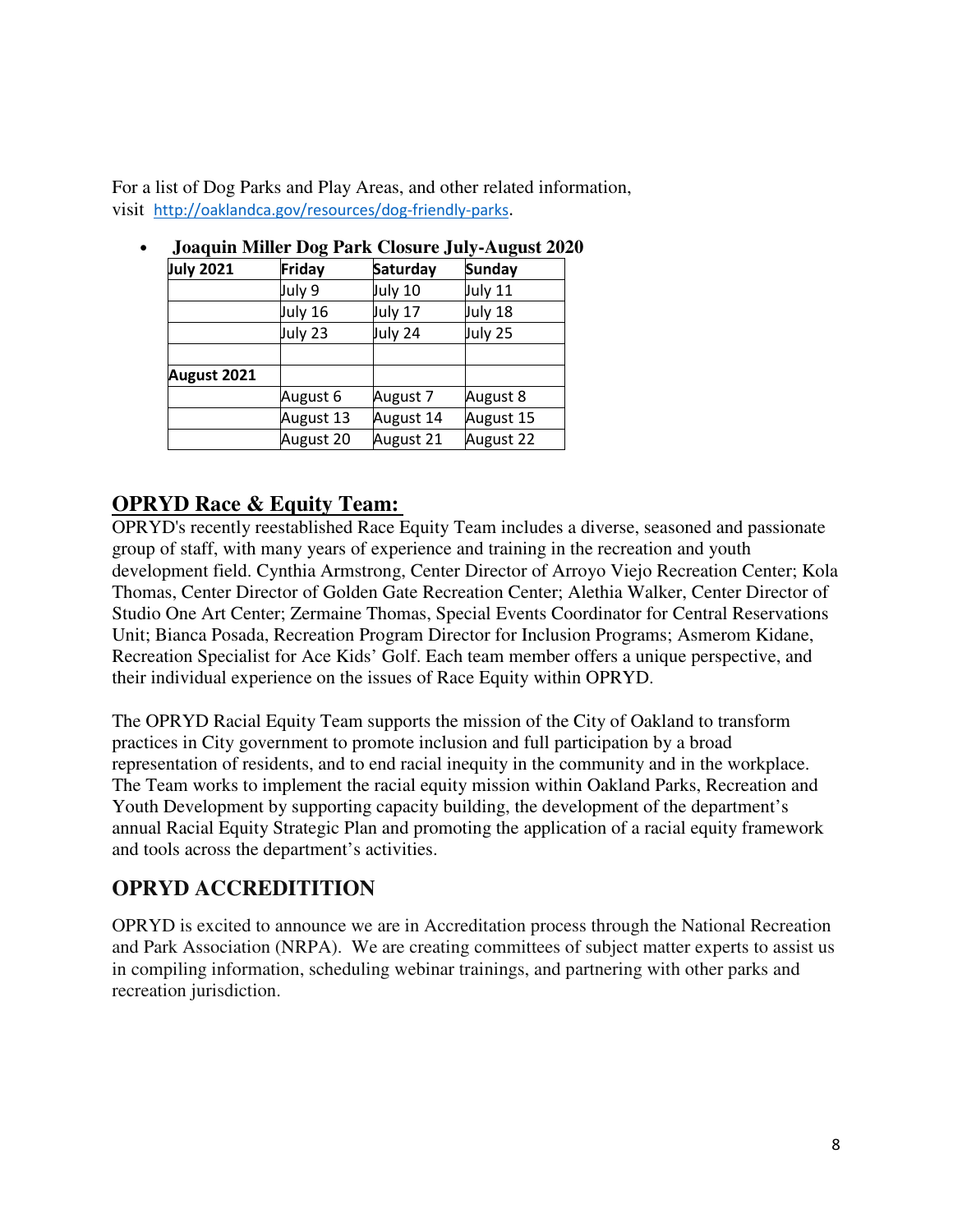For a list of Dog Parks and Play Areas, and other related information, visit http://oaklandca.gov/resources/dog-friendly-parks.

- **Joaquin Miller Dog Park Closure July-August 2020**

| July 2021 | Friday | Saturday | Sunday |
|---|---|---|---|
| | July 9 | July 10 | July 11 |
| | July 16 | July 17 | July 18 |
| | July 23 | July 24 | July 25 |
| | | | |
| **August 2021** | | | |
| | August 6 | August 7 | August 8 |
| | August 13 | August 14 | August 15 |
| | August 20 | August 21 | August 22 |

## OPRYD Race & Equity Team:

OPRYD's recently reestablished Race Equity Team includes a diverse, seasoned and passionate group of staff, with many years of experience and training in the recreation and youth development field. Cynthia Armstrong, Center Director of Arroyo Viejo Recreation Center; Kola Thomas, Center Director of Golden Gate Recreation Center; Alethia Walker, Center Director of Studio One Art Center; Zermaine Thomas, Special Events Coordinator for Central Reservations Unit; Bianca Posada, Recreation Program Director for Inclusion Programs; Asmerom Kidane, Recreation Specialist for Ace Kids' Golf. Each team member offers a unique perspective, and their individual experience on the issues of Race Equity within OPRYD.

The OPRYD Racial Equity Team supports the mission of the City of Oakland to transform practices in City government to promote inclusion and full participation by a broad representation of residents, and to end racial inequity in the community and in the workplace. The Team works to implement the racial equity mission within Oakland Parks, Recreation and Youth Development by supporting capacity building, the development of the department's annual Racial Equity Strategic Plan and promoting the application of a racial equity framework and tools across the department's activities.

## OPRYD ACCREDITITION

OPRYD is excited to announce we are in Accreditation process through the National Recreation and Park Association (NRPA). We are creating committees of subject matter experts to assist us in compiling information, scheduling webinar trainings, and partnering with other parks and recreation jurisdiction.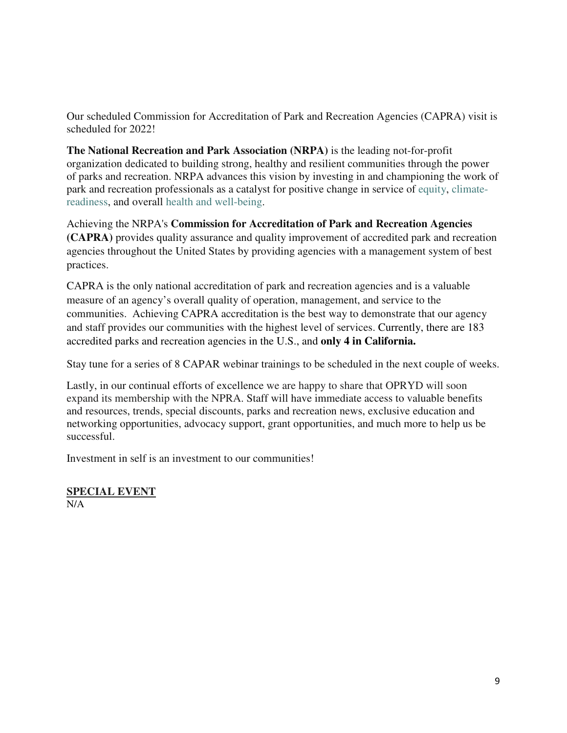Our scheduled Commission for Accreditation of Park and Recreation Agencies (CAPRA) visit is scheduled for 2022!

**The National Recreation and Park Association (NRPA)** is the leading not-for-profit organization dedicated to building strong, healthy and resilient communities through the power of parks and recreation. NRPA advances this vision by investing in and championing the work of park and recreation professionals as a catalyst for positive change in service of equity, climate-readiness, and overall health and well-being.

Achieving the NRPA's **Commission for Accreditation of Park and Recreation Agencies (CAPRA)** provides quality assurance and quality improvement of accredited park and recreation agencies throughout the United States by providing agencies with a management system of best practices.

CAPRA is the only national accreditation of park and recreation agencies and is a valuable measure of an agency's overall quality of operation, management, and service to the communities.  Achieving CAPRA accreditation is the best way to demonstrate that our agency and staff provides our communities with the highest level of services. Currently, there are 183 accredited parks and recreation agencies in the U.S., and **only 4 in California.**

Stay tune for a series of 8 CAPAR webinar trainings to be scheduled in the next couple of weeks.

Lastly, in our continual efforts of excellence we are happy to share that OPRYD will soon expand its membership with the NPRA. Staff will have immediate access to valuable benefits and resources, trends, special discounts, parks and recreation news, exclusive education and networking opportunities, advocacy support, grant opportunities, and much more to help us be successful.

Investment in self is an investment to our communities!

**SPECIAL EVENT**

N/A